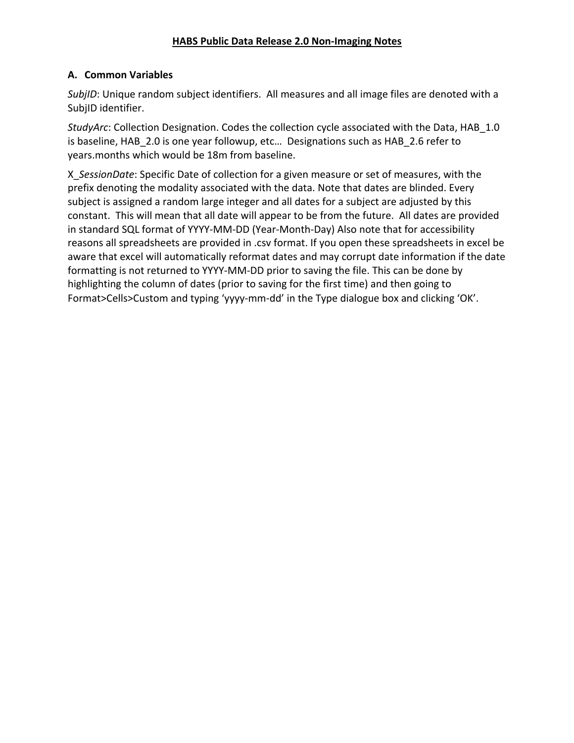# **HABS Public Data Release 2.0 Non-Imaging Notes**

## A. Common Variables

*SubjID*: Unique random subject identifiers. All measures and all image files are denoted with a SubjID identifier.

*StudyArc*: Collection Designation. Codes the collection cycle associated with the Data, HAB_1.0 is baseline, HAB_2.0 is one year followup, etc… Designations such as HAB_2.6 refer to years.months which would be 18m from baseline.

X_*SessionDate*: Specific Date of collection for a given measure or set of measures, with the prefix denoting the modality associated with the data. Note that dates are blinded. Every subject is assigned a random large integer and all dates for a subject are adjusted by this constant. This will mean that all date will appear to be from the future. All dates are provided in standard SQL format of YYYY-MM-DD (Year-Month-Day) Also note that for accessibility reasons all spreadsheets are provided in .csv format. If you open these spreadsheets in excel be aware that excel will automatically reformat dates and may corrupt date information if the date formatting is not returned to YYYY-MM-DD prior to saving the file. This can be done by highlighting the column of dates (prior to saving for the first time) and then going to Format>Cells>Custom and typing ‘yyyy-mm-dd’ in the Type dialogue box and clicking ‘OK’.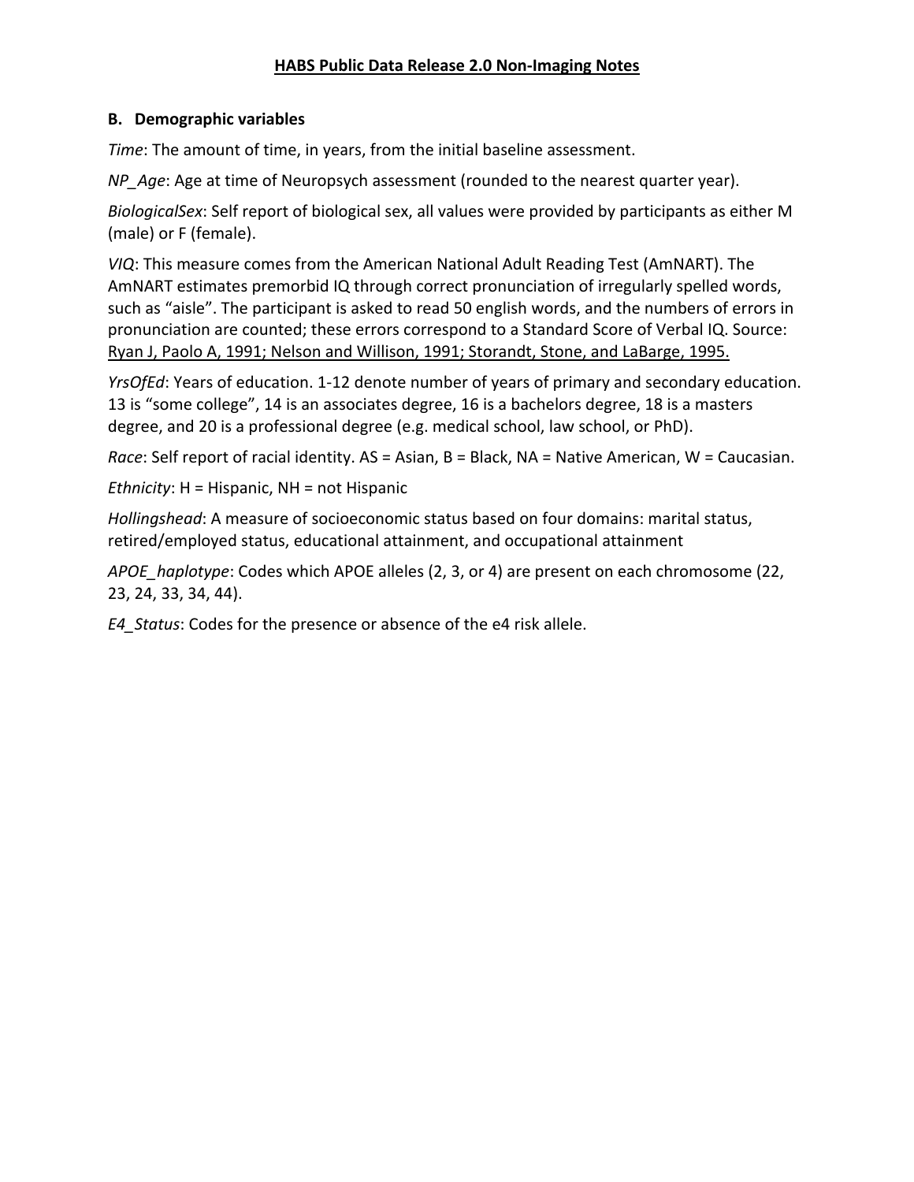## B. Demographic variables

*Time*: The amount of time, in years, from the initial baseline assessment.

*NP_Age*: Age at time of Neuropsych assessment (rounded to the nearest quarter year).

*BiologicalSex*: Self report of biological sex, all values were provided by participants as either M (male) or F (female).

*VIQ*: This measure comes from the American National Adult Reading Test (AmNART). The AmNART estimates premorbid IQ through correct pronunciation of irregularly spelled words, such as "aisle". The participant is asked to read 50 english words, and the numbers of errors in pronunciation are counted; these errors correspond to a Standard Score of Verbal IQ. Source: Ryan J, Paolo A, 1991; Nelson and Willison, 1991; Storandt, Stone, and LaBarge, 1995.

*YrsOfEd*: Years of education. 1-12 denote number of years of primary and secondary education. 13 is "some college", 14 is an associates degree, 16 is a bachelors degree, 18 is a masters degree, and 20 is a professional degree (e.g. medical school, law school, or PhD).

*Race*: Self report of racial identity. AS = Asian, B = Black, NA = Native American, W = Caucasian.

*Ethnicity*: H = Hispanic, NH = not Hispanic

*Hollingshead*: A measure of socioeconomic status based on four domains: marital status, retired/employed status, educational attainment, and occupational attainment

*APOE_haplotype*: Codes which APOE alleles (2, 3, or 4) are present on each chromosome (22, 23, 24, 33, 34, 44).

*E4_Status*: Codes for the presence or absence of the e4 risk allele.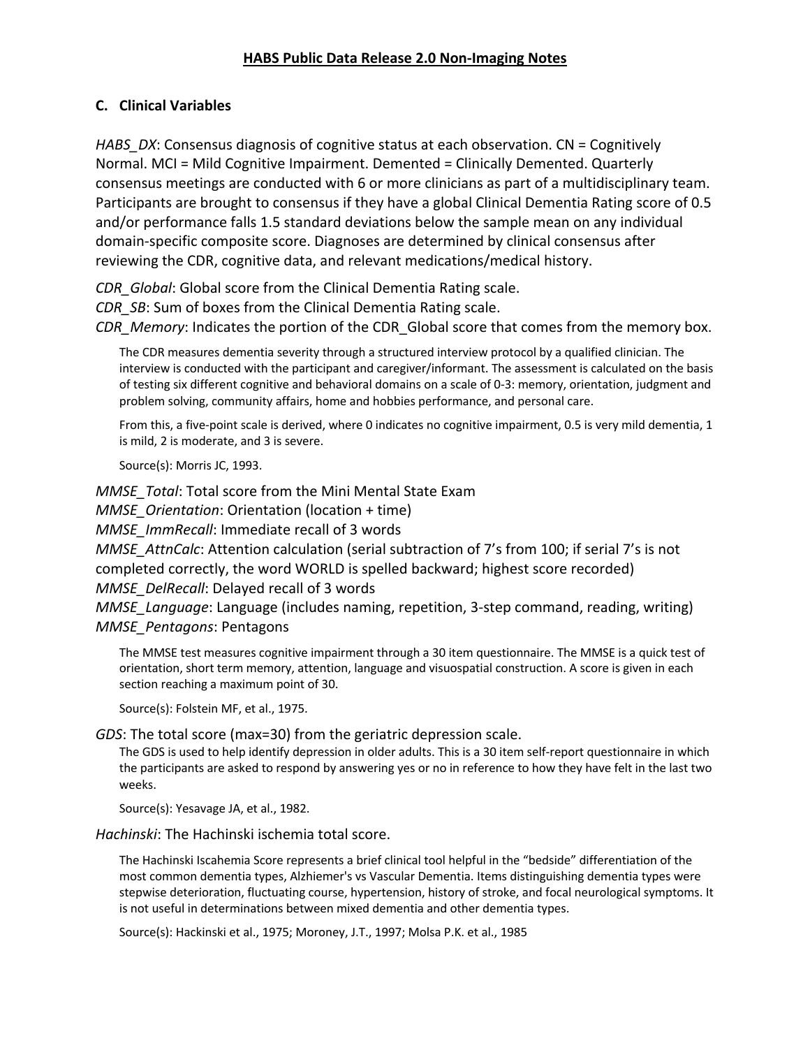## C. Clinical Variables

*HABS_DX*: Consensus diagnosis of cognitive status at each observation. CN = Cognitively Normal. MCI = Mild Cognitive Impairment. Demented = Clinically Demented. Quarterly consensus meetings are conducted with 6 or more clinicians as part of a multidisciplinary team. Participants are brought to consensus if they have a global Clinical Dementia Rating score of 0.5 and/or performance falls 1.5 standard deviations below the sample mean on any individual domain-specific composite score. Diagnoses are determined by clinical consensus after reviewing the CDR, cognitive data, and relevant medications/medical history.

*CDR_Global*: Global score from the Clinical Dementia Rating scale.
*CDR_SB*: Sum of boxes from the Clinical Dementia Rating scale.
*CDR_Memory*: Indicates the portion of the CDR_Global score that comes from the memory box.

> The CDR measures dementia severity through a structured interview protocol by a qualified clinician. The interview is conducted with the participant and caregiver/informant. The assessment is calculated on the basis of testing six different cognitive and behavioral domains on a scale of 0-3: memory, orientation, judgment and problem solving, community affairs, home and hobbies performance, and personal care.
>
> From this, a five-point scale is derived, where 0 indicates no cognitive impairment, 0.5 is very mild dementia, 1 is mild, 2 is moderate, and 3 is severe.
>
> Source(s): Morris JC, 1993.

*MMSE_Total*: Total score from the Mini Mental State Exam
*MMSE_Orientation*: Orientation (location + time)
*MMSE_ImmRecall*: Immediate recall of 3 words
*MMSE_AttnCalc*: Attention calculation (serial subtraction of 7's from 100; if serial 7's is not completed correctly, the word WORLD is spelled backward; highest score recorded)
*MMSE_DelRecall*: Delayed recall of 3 words
*MMSE_Language*: Language (includes naming, repetition, 3-step command, reading, writing)
*MMSE_Pentagons*: Pentagons

> The MMSE test measures cognitive impairment through a 30 item questionnaire. The MMSE is a quick test of orientation, short term memory, attention, language and visuospatial construction. A score is given in each section reaching a maximum point of 30.
>
> Source(s): Folstein MF, et al., 1975.

*GDS*: The total score (max=30) from the geriatric depression scale.

> The GDS is used to help identify depression in older adults. This is a 30 item self-report questionnaire in which the participants are asked to respond by answering yes or no in reference to how they have felt in the last two weeks.
>
> Source(s): Yesavage JA, et al., 1982.

*Hachinski*: The Hachinski ischemia total score.

> The Hachinski Iscahemia Score represents a brief clinical tool helpful in the "bedside" differentiation of the most common dementia types, Alzhiemer's vs Vascular Dementia. Items distinguishing dementia types were stepwise deterioration, fluctuating course, hypertension, history of stroke, and focal neurological symptoms. It is not useful in determinations between mixed dementia and other dementia types.
>
> Source(s): Hackinski et al., 1975; Moroney, J.T., 1997; Molsa P.K. et al., 1985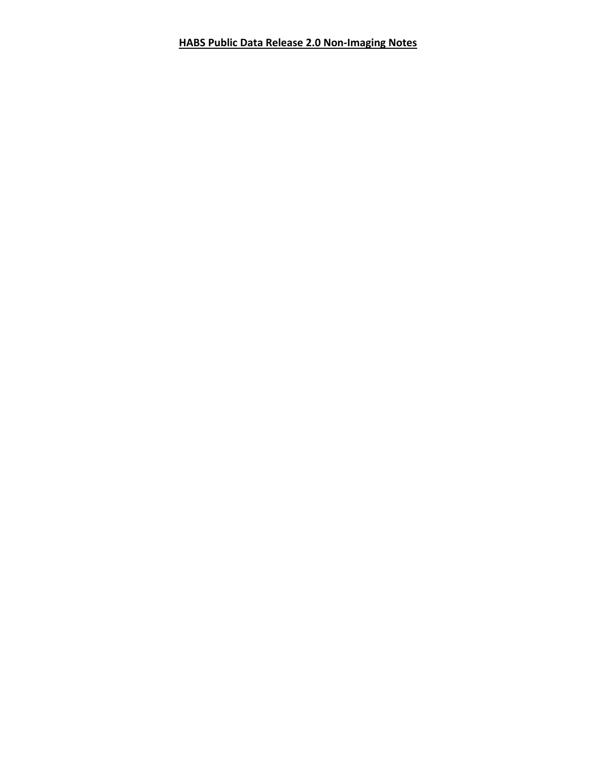# HABS Public Data Release 2.0 Non-Imaging Notes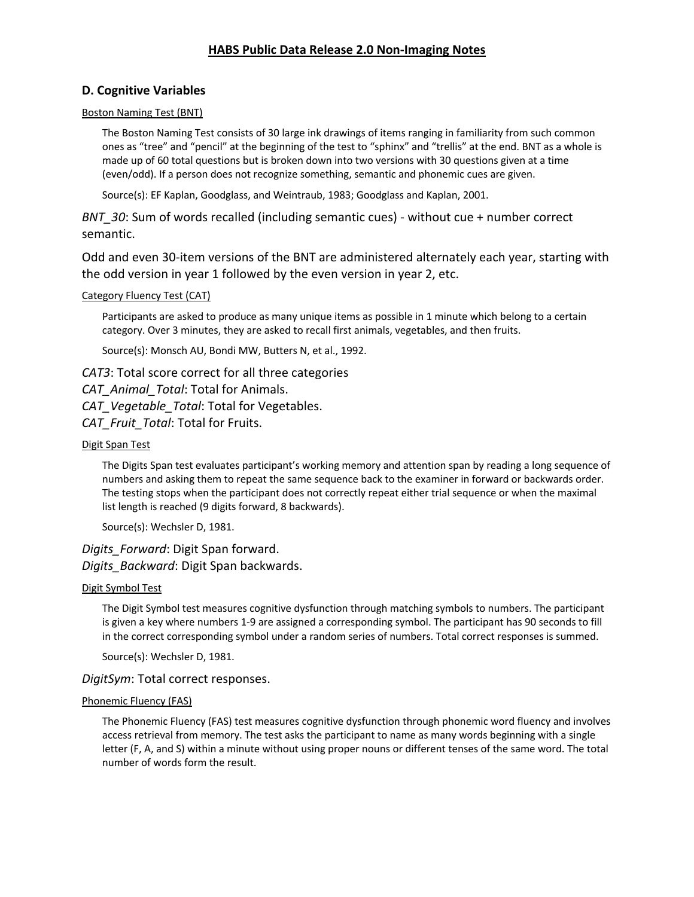## HABS Public Data Release 2.0 Non-Imaging Notes

### D. Cognitive Variables

Boston Naming Test (BNT)

The Boston Naming Test consists of 30 large ink drawings of items ranging in familiarity from such common ones as “tree” and “pencil” at the beginning of the test to “sphinx” and “trellis” at the end. BNT as a whole is made up of 60 total questions but is broken down into two versions with 30 questions given at a time (even/odd). If a person does not recognize something, semantic and phonemic cues are given.

Source(s): EF Kaplan, Goodglass, and Weintraub, 1983; Goodglass and Kaplan, 2001.

*BNT_30*: Sum of words recalled (including semantic cues) - without cue + number correct semantic.

Odd and even 30-item versions of the BNT are administered alternately each year, starting with the odd version in year 1 followed by the even version in year 2, etc.

Category Fluency Test (CAT)

Participants are asked to produce as many unique items as possible in 1 minute which belong to a certain category. Over 3 minutes, they are asked to recall first animals, vegetables, and then fruits.

Source(s): Monsch AU, Bondi MW, Butters N, et al., 1992.

*CAT3*: Total score correct for all three categories
*CAT_Animal_Total*: Total for Animals.
*CAT_Vegetable_Total*: Total for Vegetables.
*CAT_Fruit_Total*: Total for Fruits.

Digit Span Test

The Digits Span test evaluates participant’s working memory and attention span by reading a long sequence of numbers and asking them to repeat the same sequence back to the examiner in forward or backwards order. The testing stops when the participant does not correctly repeat either trial sequence or when the maximal list length is reached (9 digits forward, 8 backwards).

Source(s): Wechsler D, 1981.

*Digits_Forward*: Digit Span forward.
*Digits_Backward*: Digit Span backwards.

Digit Symbol Test

The Digit Symbol test measures cognitive dysfunction through matching symbols to numbers. The participant is given a key where numbers 1-9 are assigned a corresponding symbol. The participant has 90 seconds to fill in the correct corresponding symbol under a random series of numbers. Total correct responses is summed.

Source(s): Wechsler D, 1981.

*DigitSym*: Total correct responses.

Phonemic Fluency (FAS)

The Phonemic Fluency (FAS) test measures cognitive dysfunction through phonemic word fluency and involves access retrieval from memory. The test asks the participant to name as many words beginning with a single letter (F, A, and S) within a minute without using proper nouns or different tenses of the same word. The total number of words form the result.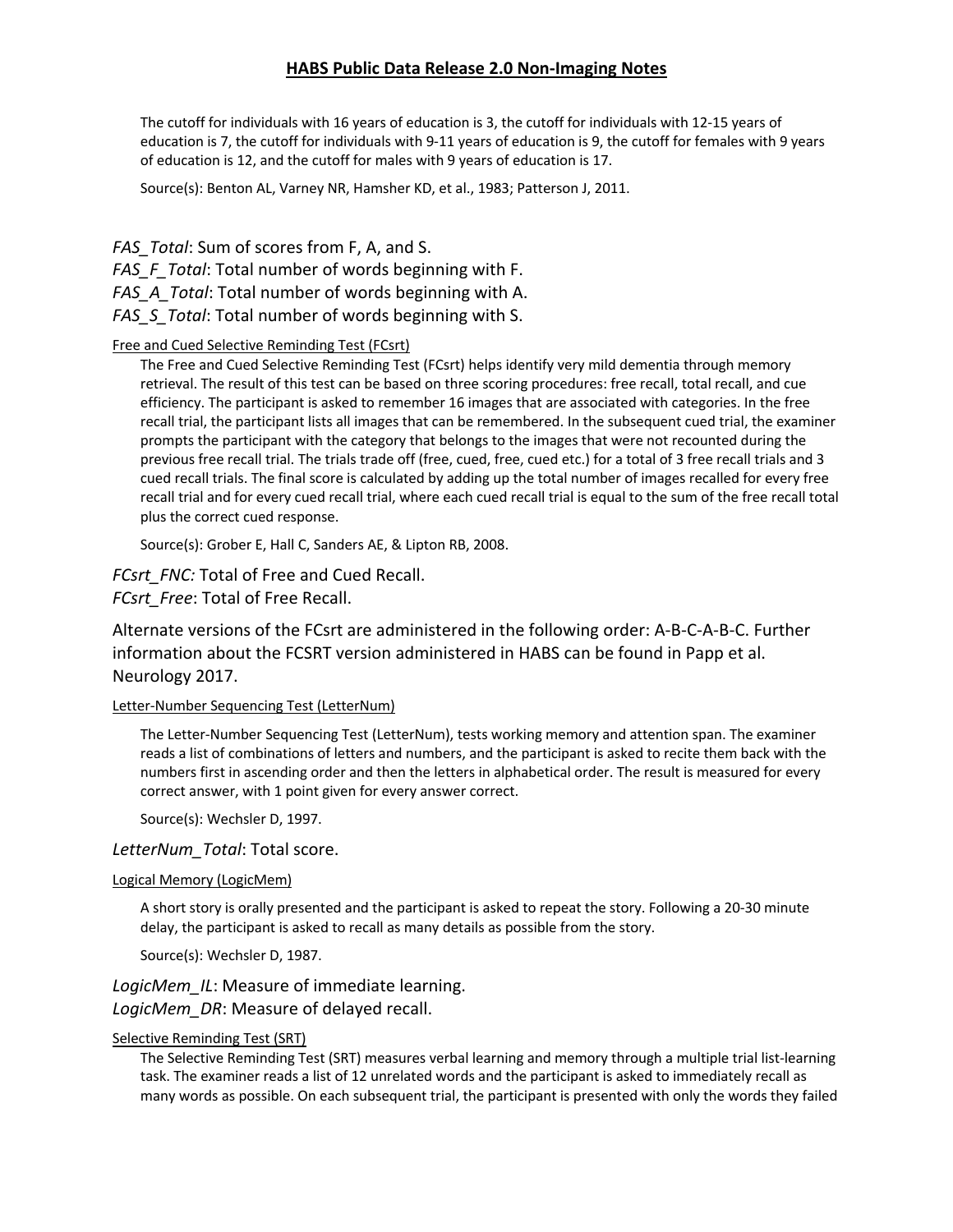The cutoff for individuals with 16 years of education is 3, the cutoff for individuals with 12-15 years of education is 7, the cutoff for individuals with 9-11 years of education is 9, the cutoff for females with 9 years of education is 12, and the cutoff for males with 9 years of education is 17.

Source(s): Benton AL, Varney NR, Hamsher KD, et al., 1983; Patterson J, 2011.

*FAS_Total*: Sum of scores from F, A, and S.
*FAS_F_Total*: Total number of words beginning with F.
*FAS_A_Total*: Total number of words beginning with A.
*FAS_S_Total*: Total number of words beginning with S.

Free and Cued Selective Reminding Test (FCsrt)

The Free and Cued Selective Reminding Test (FCsrt) helps identify very mild dementia through memory retrieval. The result of this test can be based on three scoring procedures: free recall, total recall, and cue efficiency. The participant is asked to remember 16 images that are associated with categories. In the free recall trial, the participant lists all images that can be remembered. In the subsequent cued trial, the examiner prompts the participant with the category that belongs to the images that were not recounted during the previous free recall trial. The trials trade off (free, cued, free, cued etc.) for a total of 3 free recall trials and 3 cued recall trials. The final score is calculated by adding up the total number of images recalled for every free recall trial and for every cued recall trial, where each cued recall trial is equal to the sum of the free recall total plus the correct cued response.

Source(s): Grober E, Hall C, Sanders AE, & Lipton RB, 2008.

*FCsrt_FNC:* Total of Free and Cued Recall.
*FCsrt_Free*: Total of Free Recall.

Alternate versions of the FCsrt are administered in the following order: A-B-C-A-B-C. Further information about the FCSRT version administered in HABS can be found in Papp et al. Neurology 2017.

Letter-Number Sequencing Test (LetterNum)

The Letter-Number Sequencing Test (LetterNum), tests working memory and attention span. The examiner reads a list of combinations of letters and numbers, and the participant is asked to recite them back with the numbers first in ascending order and then the letters in alphabetical order. The result is measured for every correct answer, with 1 point given for every answer correct.

Source(s): Wechsler D, 1997.

*LetterNum_Total*: Total score.

Logical Memory (LogicMem)

A short story is orally presented and the participant is asked to repeat the story. Following a 20-30 minute delay, the participant is asked to recall as many details as possible from the story.

Source(s): Wechsler D, 1987.

*LogicMem_IL*: Measure of immediate learning.
*LogicMem_DR*: Measure of delayed recall.

Selective Reminding Test (SRT)

The Selective Reminding Test (SRT) measures verbal learning and memory through a multiple trial list-learning task. The examiner reads a list of 12 unrelated words and the participant is asked to immediately recall as many words as possible. On each subsequent trial, the participant is presented with only the words they failed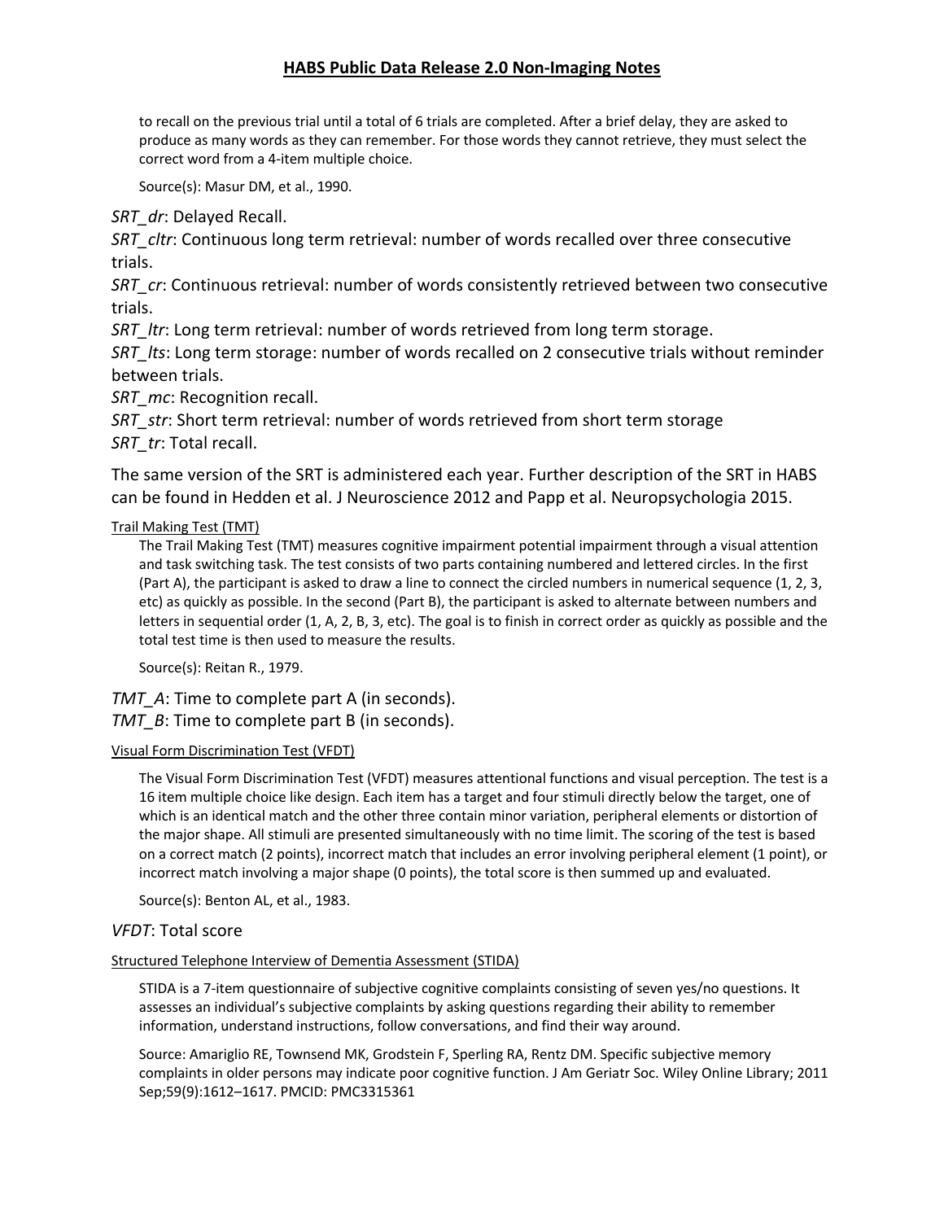to recall on the previous trial until a total of 6 trials are completed. After a brief delay, they are asked to produce as many words as they can remember. For those words they cannot retrieve, they must select the correct word from a 4-item multiple choice.

Source(s): Masur DM, et al., 1990.

*SRT_dr*: Delayed Recall.
*SRT_cltr*: Continuous long term retrieval: number of words recalled over three consecutive trials.
*SRT_cr*: Continuous retrieval: number of words consistently retrieved between two consecutive trials.
*SRT_ltr*: Long term retrieval: number of words retrieved from long term storage.
*SRT_lts*: Long term storage: number of words recalled on 2 consecutive trials without reminder between trials.
*SRT_mc*: Recognition recall.
*SRT_str*: Short term retrieval: number of words retrieved from short term storage
*SRT_tr*: Total recall.

The same version of the SRT is administered each year. Further description of the SRT in HABS can be found in Hedden et al. J Neuroscience 2012 and Papp et al. Neuropsychologia 2015.

Trail Making Test (TMT)

The Trail Making Test (TMT) measures cognitive impairment potential impairment through a visual attention and task switching task. The test consists of two parts containing numbered and lettered circles. In the first (Part A), the participant is asked to draw a line to connect the circled numbers in numerical sequence (1, 2, 3, etc) as quickly as possible. In the second (Part B), the participant is asked to alternate between numbers and letters in sequential order (1, A, 2, B, 3, etc). The goal is to finish in correct order as quickly as possible and the total test time is then used to measure the results.

Source(s): Reitan R., 1979.

*TMT_A*: Time to complete part A (in seconds).
*TMT_B*: Time to complete part B (in seconds).

Visual Form Discrimination Test (VFDT)

The Visual Form Discrimination Test (VFDT) measures attentional functions and visual perception. The test is a 16 item multiple choice like design. Each item has a target and four stimuli directly below the target, one of which is an identical match and the other three contain minor variation, peripheral elements or distortion of the major shape. All stimuli are presented simultaneously with no time limit. The scoring of the test is based on a correct match (2 points), incorrect match that includes an error involving peripheral element (1 point), or incorrect match involving a major shape (0 points), the total score is then summed up and evaluated.

Source(s): Benton AL, et al., 1983.

*VFDT*: Total score

Structured Telephone Interview of Dementia Assessment (STIDA)

STIDA is a 7-item questionnaire of subjective cognitive complaints consisting of seven yes/no questions. It assesses an individual's subjective complaints by asking questions regarding their ability to remember information, understand instructions, follow conversations, and find their way around.

Source: Amariglio RE, Townsend MK, Grodstein F, Sperling RA, Rentz DM. Specific subjective memory complaints in older persons may indicate poor cognitive function. J Am Geriatr Soc. Wiley Online Library; 2011 Sep;59(9):1612–1617. PMCID: PMC3315361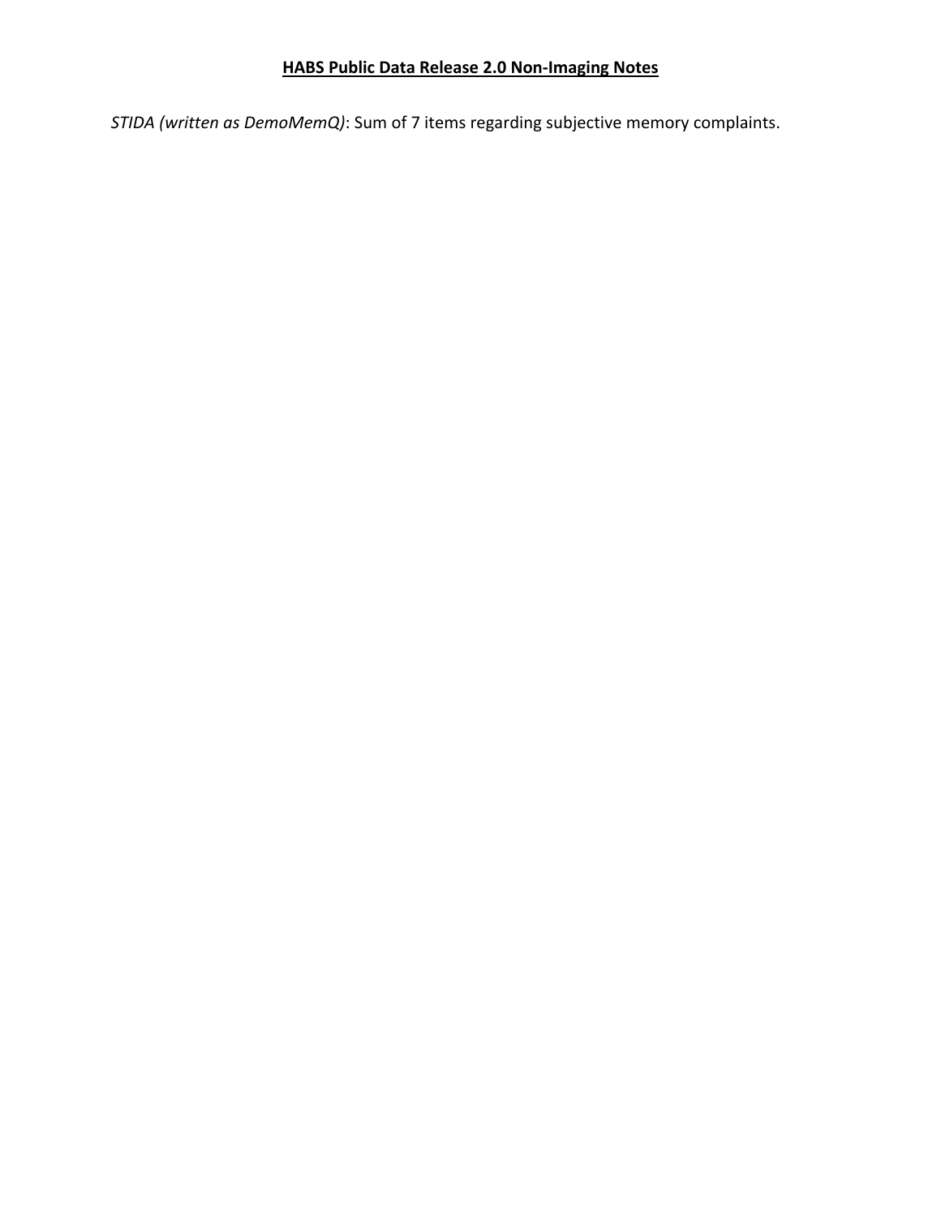## **HABS Public Data Release 2.0 Non-Imaging Notes**

*STIDA (written as DemoMemQ)*: Sum of 7 items regarding subjective memory complaints.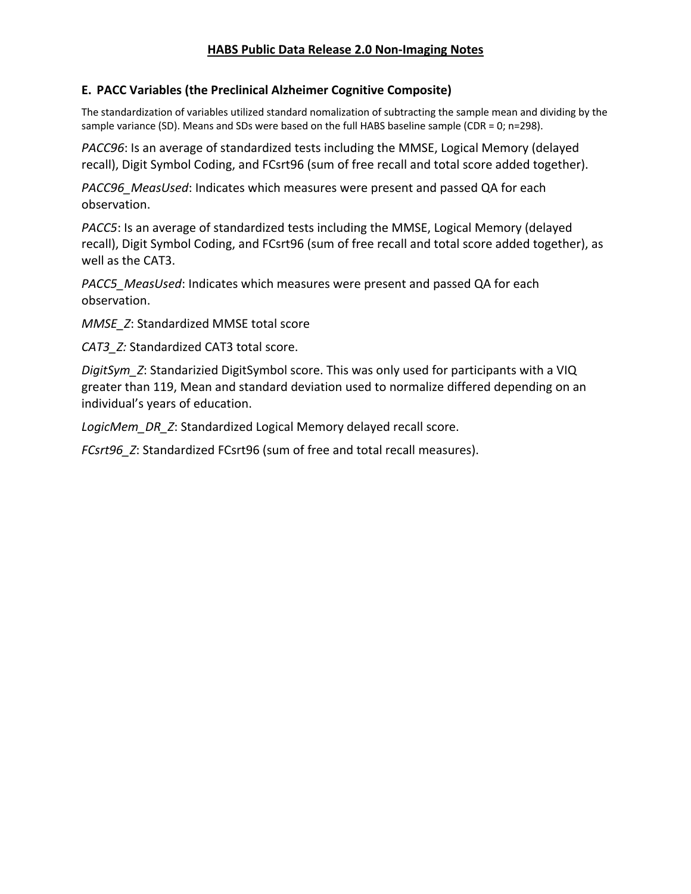# HABS Public Data Release 2.0 Non-Imaging Notes

## E. PACC Variables (the Preclinical Alzheimer Cognitive Composite)

The standardization of variables utilized standard nomalization of subtracting the sample mean and dividing by the sample variance (SD). Means and SDs were based on the full HABS baseline sample (CDR = 0; n=298).

*PACC96*: Is an average of standardized tests including the MMSE, Logical Memory (delayed recall), Digit Symbol Coding, and FCsrt96 (sum of free recall and total score added together).

*PACC96_MeasUsed*: Indicates which measures were present and passed QA for each observation.

*PACC5*: Is an average of standardized tests including the MMSE, Logical Memory (delayed recall), Digit Symbol Coding, and FCsrt96 (sum of free recall and total score added together), as well as the CAT3.

*PACC5_MeasUsed*: Indicates which measures were present and passed QA for each observation.

*MMSE_Z*: Standardized MMSE total score

*CAT3_Z:* Standardized CAT3 total score.

*DigitSym_Z*: Standarizied DigitSymbol score. This was only used for participants with a VIQ greater than 119, Mean and standard deviation used to normalize differed depending on an individual's years of education.

*LogicMem_DR_Z*: Standardized Logical Memory delayed recall score.

*FCsrt96_Z*: Standardized FCsrt96 (sum of free and total recall measures).